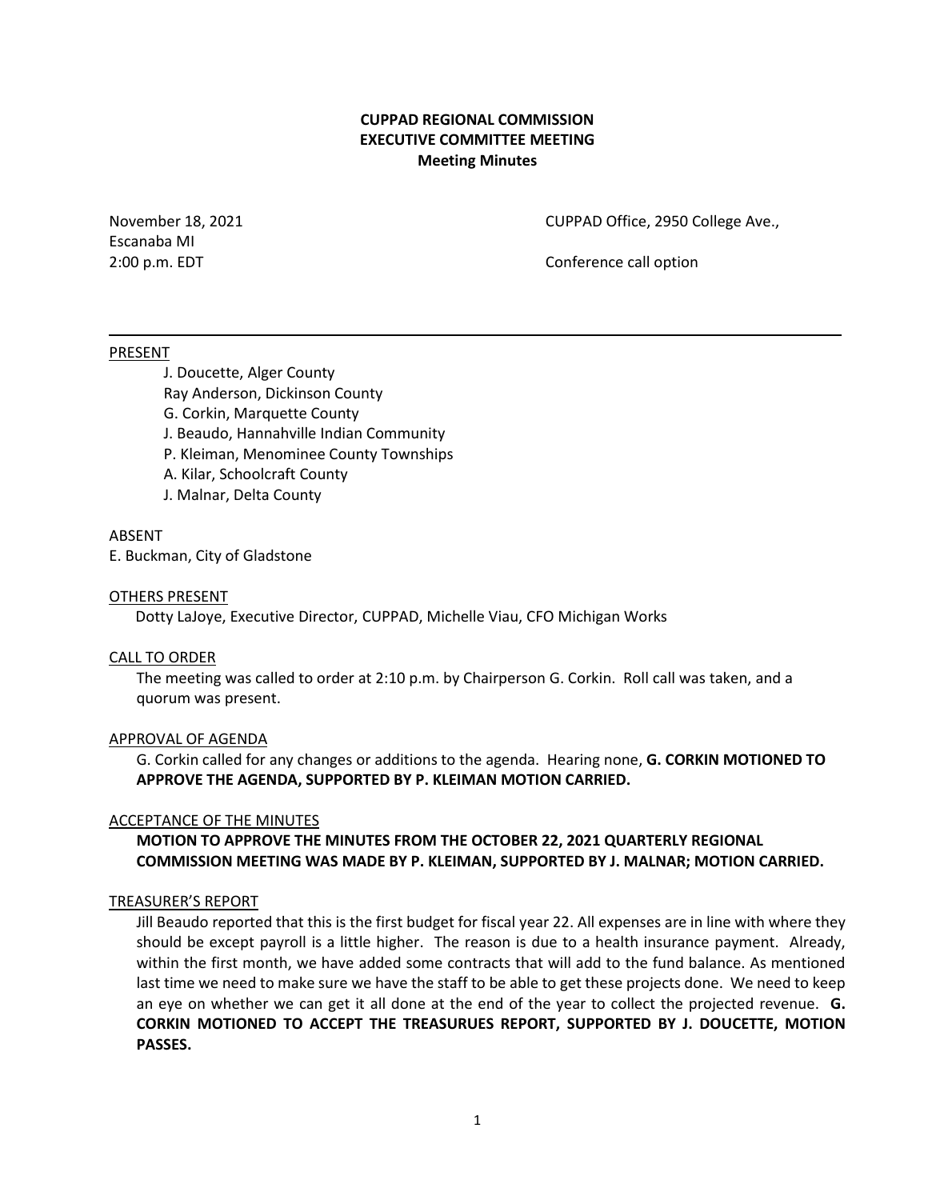**CUPPAD REGIONAL COMMISSION**
**EXECUTIVE COMMITTEE MEETING**
**Meeting Minutes**

November 18, 2021 CUPPAD Office, 2950 College Ave., Escanaba MI
2:00 p.m. EDT Conference call option

---

PRESENT

- J. Doucette, Alger County
- Ray Anderson, Dickinson County
- G. Corkin, Marquette County
- J. Beaudo, Hannahville Indian Community
- P. Kleiman, Menominee County Townships
- A. Kilar, Schoolcraft County
- J. Malnar, Delta County

ABSENT

E. Buckman, City of Gladstone

OTHERS PRESENT

Dotty LaJoye, Executive Director, CUPPAD, Michelle Viau, CFO Michigan Works

CALL TO ORDER

The meeting was called to order at 2:10 p.m. by Chairperson G. Corkin. Roll call was taken, and a quorum was present.

APPROVAL OF AGENDA

G. Corkin called for any changes or additions to the agenda. Hearing none, **G. CORKIN MOTIONED TO APPROVE THE AGENDA, SUPPORTED BY P. KLEIMAN MOTION CARRIED.**

ACCEPTANCE OF THE MINUTES

**MOTION TO APPROVE THE MINUTES FROM THE OCTOBER 22, 2021 QUARTERLY REGIONAL COMMISSION MEETING WAS MADE BY P. KLEIMAN, SUPPORTED BY J. MALNAR; MOTION CARRIED.**

TREASURER'S REPORT

Jill Beaudo reported that this is the first budget for fiscal year 22. All expenses are in line with where they should be except payroll is a little higher. The reason is due to a health insurance payment. Already, within the first month, we have added some contracts that will add to the fund balance. As mentioned last time we need to make sure we have the staff to be able to get these projects done. We need to keep an eye on whether we can get it all done at the end of the year to collect the projected revenue. **G. CORKIN MOTIONED TO ACCEPT THE TREASURUES REPORT, SUPPORTED BY J. DOUCETTE, MOTION PASSES.**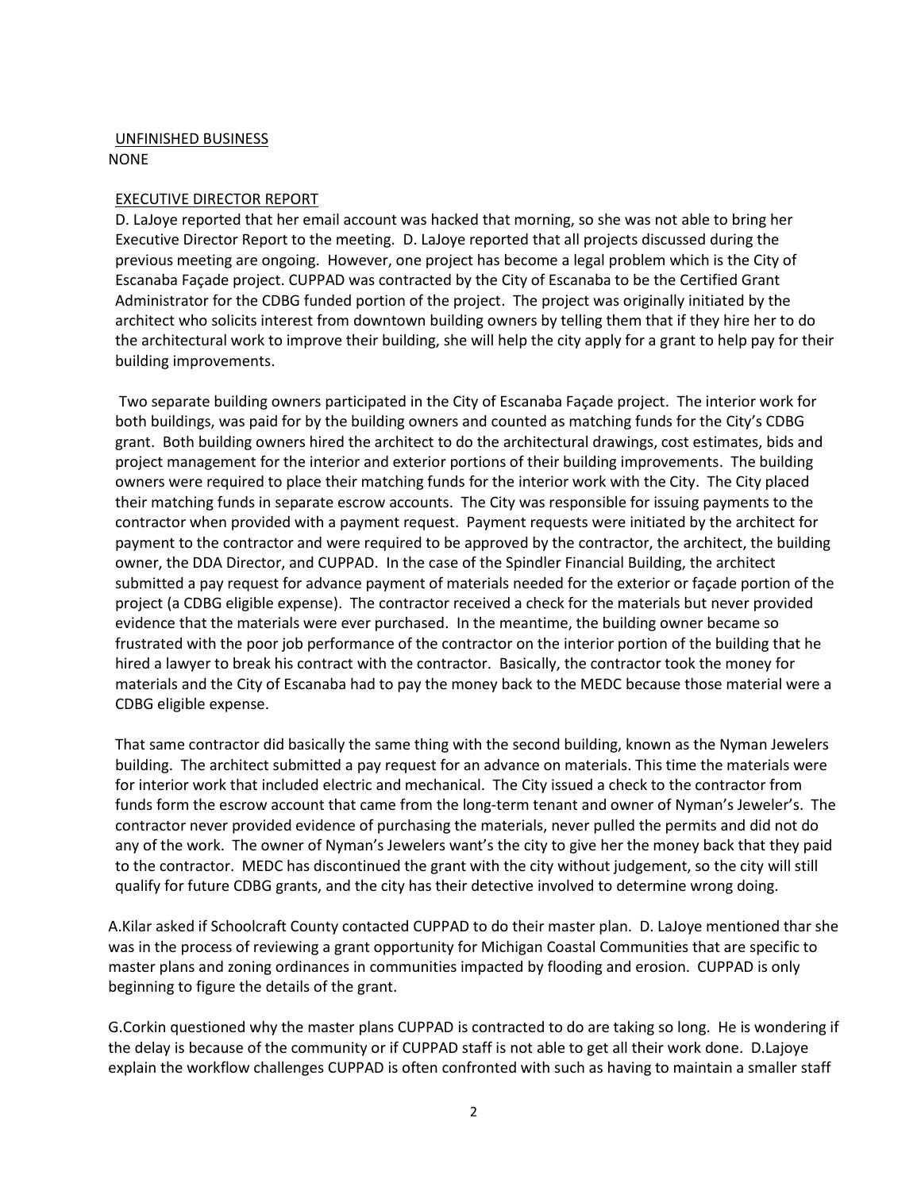UNFINISHED BUSINESS

NONE

EXECUTIVE DIRECTOR REPORT

D. LaJoye reported that her email account was hacked that morning, so she was not able to bring her Executive Director Report to the meeting. D. LaJoye reported that all projects discussed during the previous meeting are ongoing. However, one project has become a legal problem which is the City of Escanaba Façade project. CUPPAD was contracted by the City of Escanaba to be the Certified Grant Administrator for the CDBG funded portion of the project. The project was originally initiated by the architect who solicits interest from downtown building owners by telling them that if they hire her to do the architectural work to improve their building, she will help the city apply for a grant to help pay for their building improvements.

Two separate building owners participated in the City of Escanaba Façade project. The interior work for both buildings, was paid for by the building owners and counted as matching funds for the City's CDBG grant. Both building owners hired the architect to do the architectural drawings, cost estimates, bids and project management for the interior and exterior portions of their building improvements. The building owners were required to place their matching funds for the interior work with the City. The City placed their matching funds in separate escrow accounts. The City was responsible for issuing payments to the contractor when provided with a payment request. Payment requests were initiated by the architect for payment to the contractor and were required to be approved by the contractor, the architect, the building owner, the DDA Director, and CUPPAD. In the case of the Spindler Financial Building, the architect submitted a pay request for advance payment of materials needed for the exterior or façade portion of the project (a CDBG eligible expense). The contractor received a check for the materials but never provided evidence that the materials were ever purchased. In the meantime, the building owner became so frustrated with the poor job performance of the contractor on the interior portion of the building that he hired a lawyer to break his contract with the contractor. Basically, the contractor took the money for materials and the City of Escanaba had to pay the money back to the MEDC because those material were a CDBG eligible expense.

That same contractor did basically the same thing with the second building, known as the Nyman Jewelers building. The architect submitted a pay request for an advance on materials. This time the materials were for interior work that included electric and mechanical. The City issued a check to the contractor from funds form the escrow account that came from the long-term tenant and owner of Nyman's Jeweler's. The contractor never provided evidence of purchasing the materials, never pulled the permits and did not do any of the work. The owner of Nyman's Jewelers want's the city to give her the money back that they paid to the contractor. MEDC has discontinued the grant with the city without judgement, so the city will still qualify for future CDBG grants, and the city has their detective involved to determine wrong doing.

A.Kilar asked if Schoolcraft County contacted CUPPAD to do their master plan. D. LaJoye mentioned thar she was in the process of reviewing a grant opportunity for Michigan Coastal Communities that are specific to master plans and zoning ordinances in communities impacted by flooding and erosion. CUPPAD is only beginning to figure the details of the grant.

G.Corkin questioned why the master plans CUPPAD is contracted to do are taking so long. He is wondering if the delay is because of the community or if CUPPAD staff is not able to get all their work done. D.Lajoye explain the workflow challenges CUPPAD is often confronted with such as having to maintain a smaller staff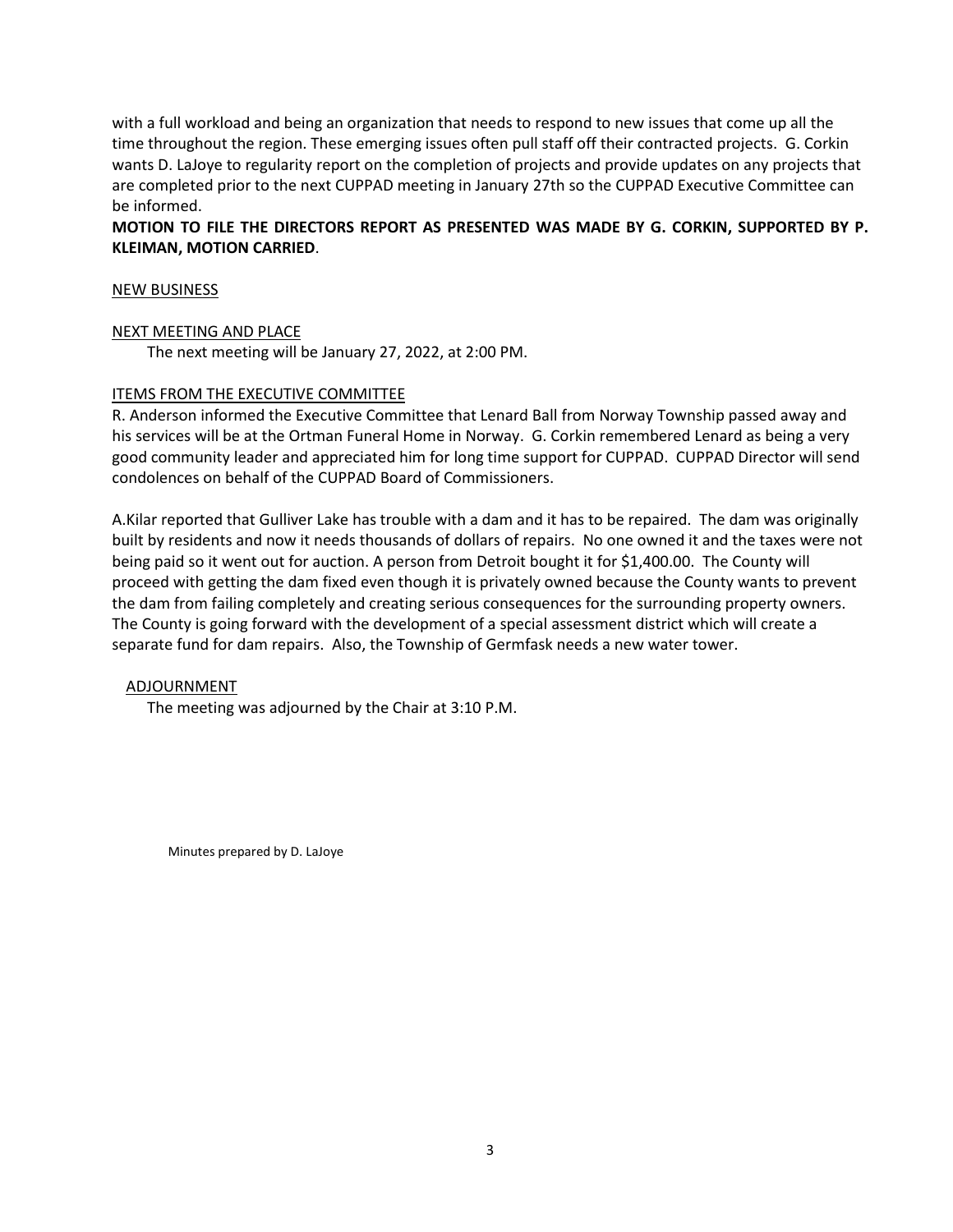with a full workload and being an organization that needs to respond to new issues that come up all the time throughout the region. These emerging issues often pull staff off their contracted projects. G. Corkin wants D. LaJoye to regularity report on the completion of projects and provide updates on any projects that are completed prior to the next CUPPAD meeting in January 27th so the CUPPAD Executive Committee can be informed.

**MOTION TO FILE THE DIRECTORS REPORT AS PRESENTED WAS MADE BY G. CORKIN, SUPPORTED BY P. KLEIMAN, MOTION CARRIED**.

<u>NEW BUSINESS</u>

<u>NEXT MEETING AND PLACE</u>

The next meeting will be January 27, 2022, at 2:00 PM.

<u>ITEMS FROM THE EXECUTIVE COMMITTEE</u>

R. Anderson informed the Executive Committee that Lenard Ball from Norway Township passed away and his services will be at the Ortman Funeral Home in Norway. G. Corkin remembered Lenard as being a very good community leader and appreciated him for long time support for CUPPAD. CUPPAD Director will send condolences on behalf of the CUPPAD Board of Commissioners.

A.Kilar reported that Gulliver Lake has trouble with a dam and it has to be repaired. The dam was originally built by residents and now it needs thousands of dollars of repairs. No one owned it and the taxes were not being paid so it went out for auction. A person from Detroit bought it for $1,400.00. The County will proceed with getting the dam fixed even though it is privately owned because the County wants to prevent the dam from failing completely and creating serious consequences for the surrounding property owners. The County is going forward with the development of a special assessment district which will create a separate fund for dam repairs. Also, the Township of Germfask needs a new water tower.

<u>ADJOURNMENT</u>

The meeting was adjourned by the Chair at 3:10 P.M.

Minutes prepared by D. LaJoye